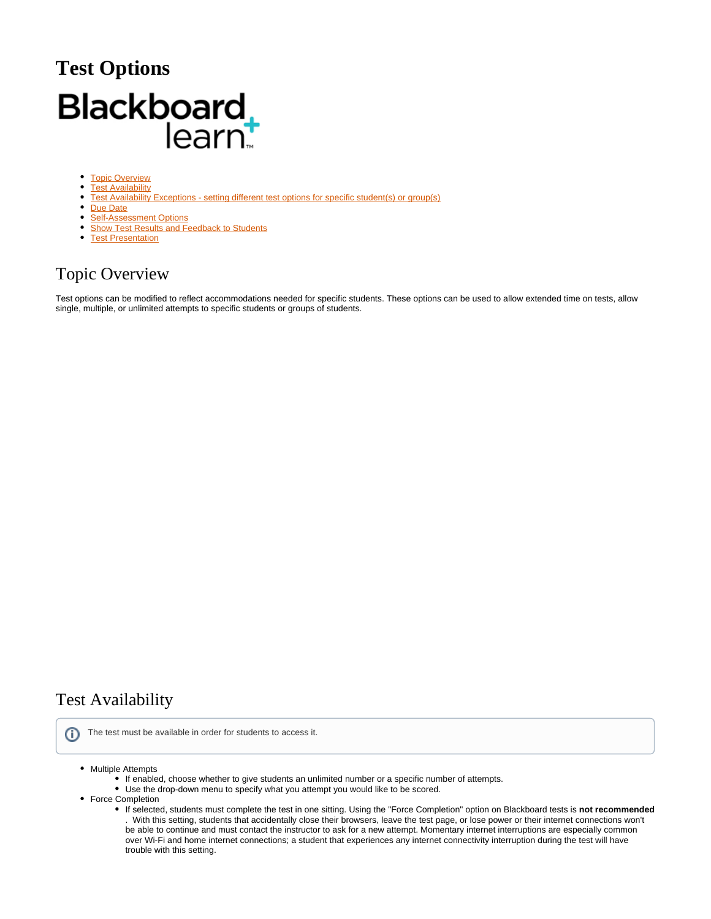# Test Options

- [Topic Overview](#)
- [Test Availability](#)
- [Test Availability Exceptions - setting different test options for specific student(s) or group(s)](#)
- [Due Date](#)
- [Self-Assessment Options](#)
- [Show Test Results and Feedback to Students](#)
- [Test Presentation](#)

## Topic Overview

Test options can be modified to reflect accommodations needed for specific students. These options can be used to allow extended time on tests, allow single, multiple, or unlimited attempts to specific students or groups of students.

## Test Availability

> The test must be available in order for students to access it.

- Multiple Attempts
  - If enabled, choose whether to give students an unlimited number or a specific number of attempts.
  - Use the drop-down menu to specify what you attempt you would like to be scored.
- Force Completion
  - If selected, students must complete the test in one sitting. Using the "Force Completion" option on Blackboard tests is **not recommended**. With this setting, students that accidentally close their browsers, leave the test page, or lose power or their internet connections won't be able to continue and must contact the instructor to ask for a new attempt. Momentary internet interruptions are especially common over Wi-Fi and home internet connections; a student that experiences any internet connectivity interruption during the test will have trouble with this setting.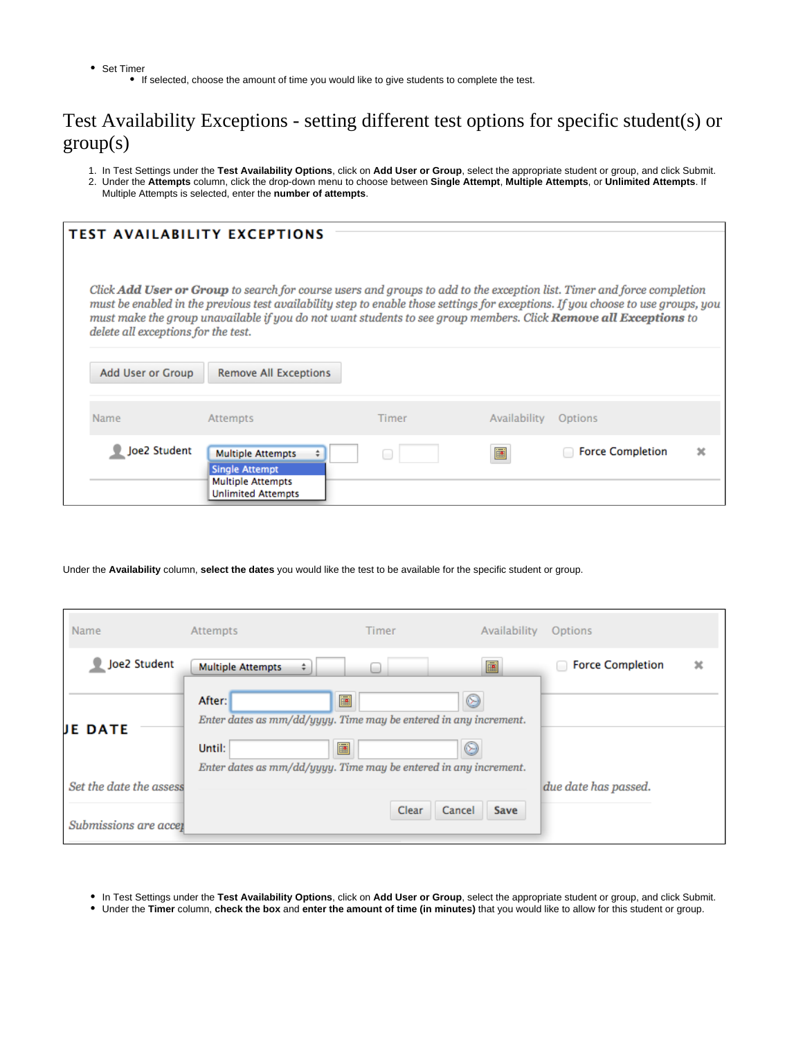- Set Timer
  - If selected, choose the amount of time you would like to give students to complete the test.

# Test Availability Exceptions - setting different test options for specific student(s) or group(s)

1. In Test Settings under the **Test Availability Options**, click on **Add User or Group**, select the appropriate student or group, and click Submit.
2. Under the **Attempts** column, click the drop-down menu to choose between **Single Attempt**, **Multiple Attempts**, or **Unlimited Attempts**. If Multiple Attempts is selected, enter the **number of attempts**.

Under the **Availability** column, **select the dates** you would like the test to be available for the specific student or group.

- In Test Settings under the **Test Availability Options**, click on **Add User or Group**, select the appropriate student or group, and click Submit.
- Under the **Timer** column, **check the box** and **enter the amount of time (in minutes)** that you would like to allow for this student or group.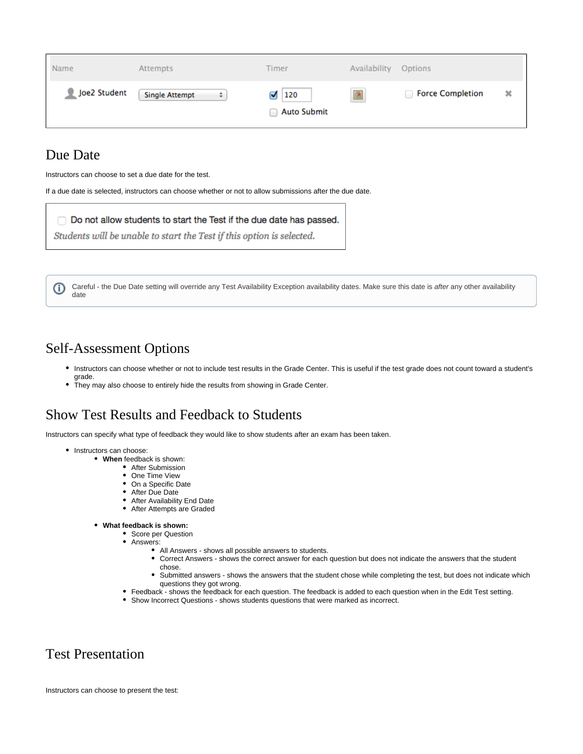| Name | Attempts | Timer | Availability | Options | |
| --- | --- | --- | --- | --- | --- |
| Joe2 Student | Single Attempt | ☑ 120 ☐ Auto Submit | | ☐ Force Completion | ✖ |

## Due Date

Instructors can choose to set a due date for the test.

If a due date is selected, instructors can choose whether or not to allow submissions after the due date.

> ☐ Do not allow students to start the Test if the due date has passed.
> *Students will be unable to start the Test if this option is selected.*

> Careful - the Due Date setting will override any Test Availability Exception availability dates. Make sure this date is *after* any other availability date

## Self-Assessment Options

- Instructors can choose whether or not to include test results in the Grade Center. This is useful if the test grade does not count toward a student's grade.
- They may also choose to entirely hide the results from showing in Grade Center.

## Show Test Results and Feedback to Students

Instructors can specify what type of feedback they would like to show students after an exam has been taken.

- Instructors can choose:
  - **When** feedback is shown:
    - After Submission
    - One Time View
    - On a Specific Date
    - After Due Date
    - After Availability End Date
    - After Attempts are Graded
  - **What feedback is shown:**
    - Score per Question
    - Answers:
      - All Answers - shows all possible answers to students.
      - Correct Answers - shows the correct answer for each question but does not indicate the answers that the student chose.
      - Submitted answers - shows the answers that the student chose while completing the test, but does not indicate which questions they got wrong.
    - Feedback - shows the feedback for each question. The feedback is added to each question when in the Edit Test setting.
    - Show Incorrect Questions - shows students questions that were marked as incorrect.

## Test Presentation

Instructors can choose to present the test: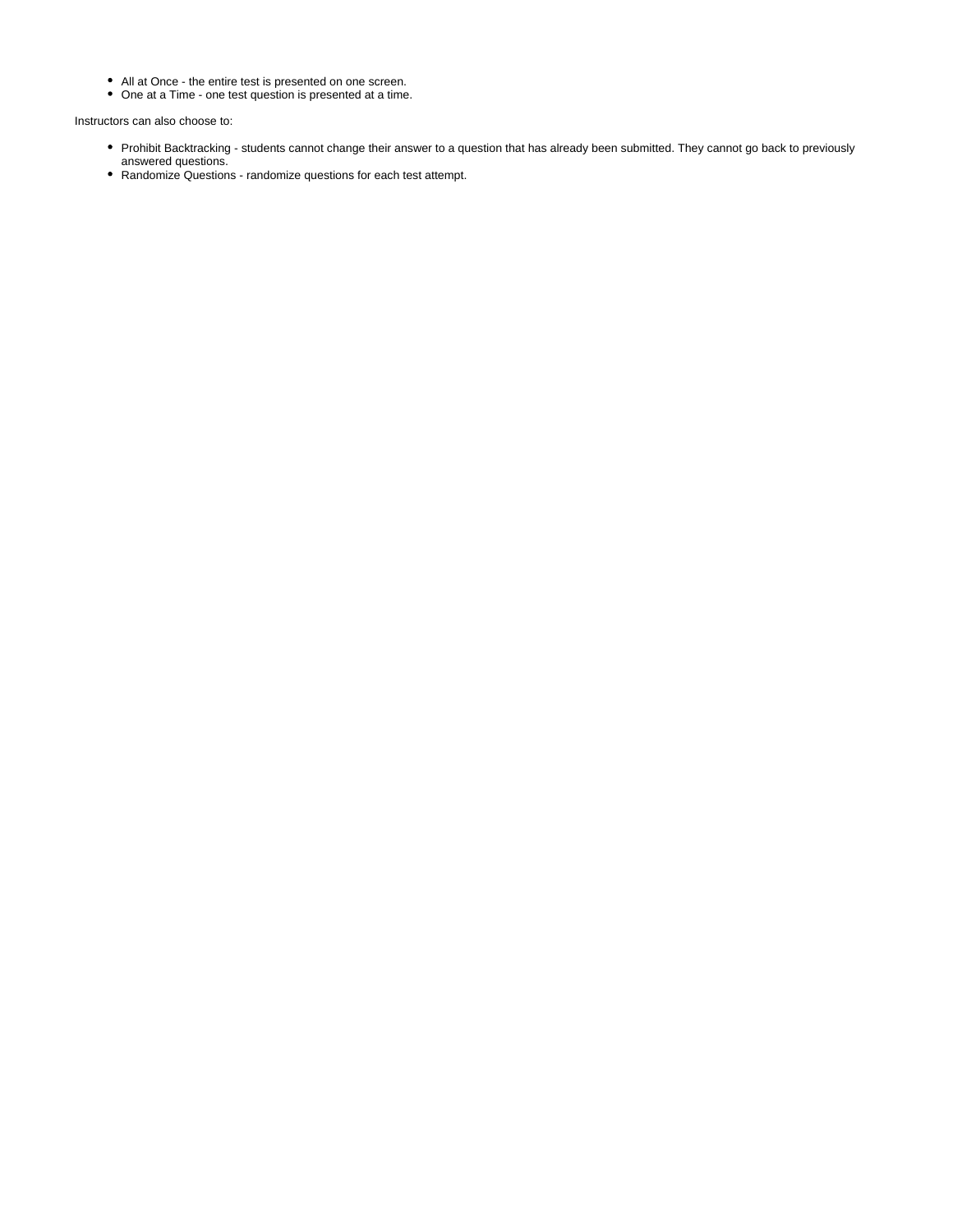- All at Once - the entire test is presented on one screen.
- One at a Time - one test question is presented at a time.

Instructors can also choose to:

- Prohibit Backtracking - students cannot change their answer to a question that has already been submitted. They cannot go back to previously answered questions.
- Randomize Questions - randomize questions for each test attempt.